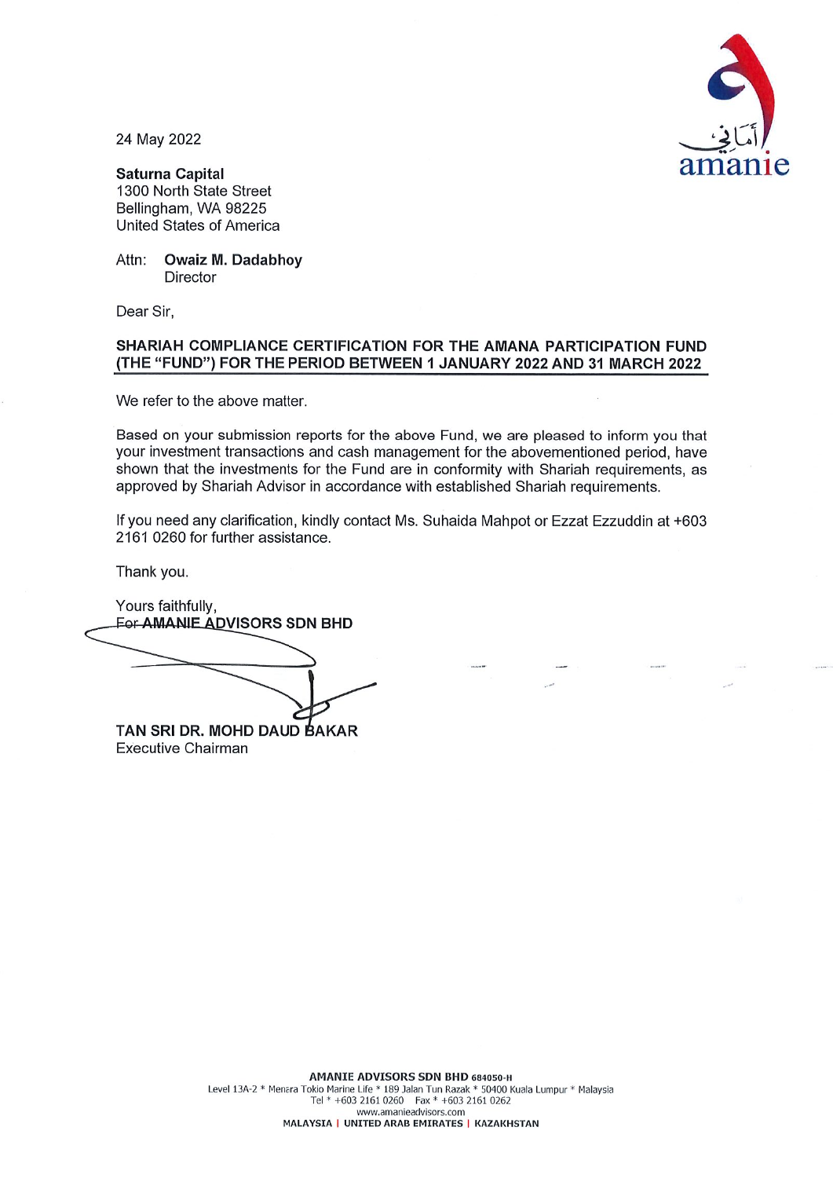amanie

24 May 2022

**Saturna Capital**
1300 North State Street
Bellingham, WA 98225
United States of America

Attn: **Owaiz M. Dadabhoy**
Director

Dear Sir,

**SHARIAH COMPLIANCE CERTIFICATION FOR THE AMANA PARTICIPATION FUND (THE "FUND") FOR THE PERIOD BETWEEN 1 JANUARY 2022 AND 31 MARCH 2022**

We refer to the above matter.

Based on your submission reports for the above Fund, we are pleased to inform you that your investment transactions and cash management for the abovementioned period, have shown that the investments for the Fund are in conformity with Shariah requirements, as approved by Shariah Advisor in accordance with established Shariah requirements.

If you need any clarification, kindly contact Ms. Suhaida Mahpot or Ezzat Ezzuddin at +603 2161 0260 for further assistance.

Thank you.

Yours faithfully,
For **AMANIE ADVISORS SDN BHD**

**TAN SRI DR. MOHD DAUD BAKAR**
Executive Chairman

**AMANIE ADVISORS SDN BHD** 684050-H
Level 13A-2 * Menara Tokio Marine Life * 189 Jalan Tun Razak * 50400 Kuala Lumpur * Malaysia
Tel * +603 2161 0260 Fax * +603 2161 0262
www.amanieadvisors.com
MALAYSIA | UNITED ARAB EMIRATES | KAZAKHSTAN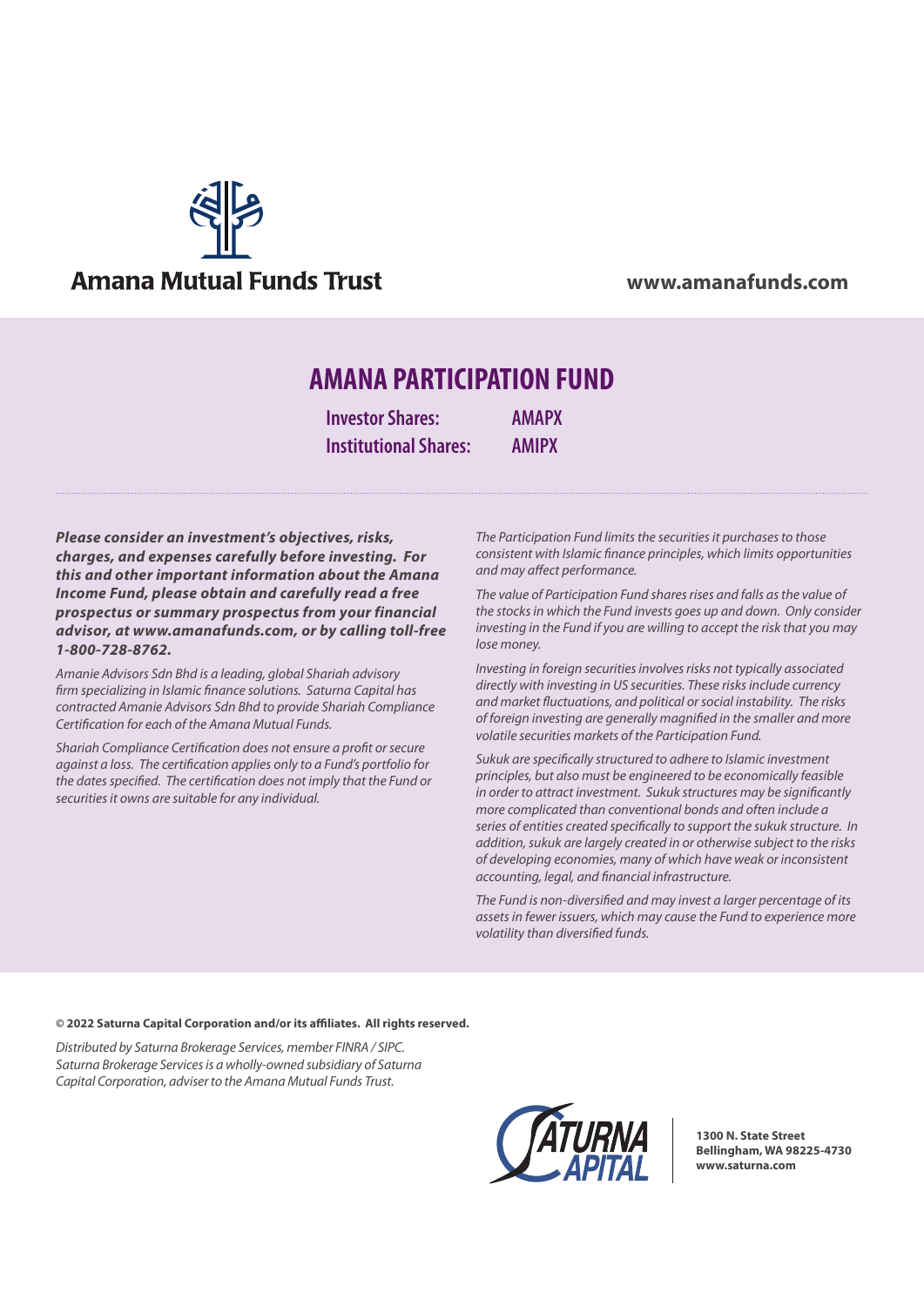**Amana Mutual Funds Trust**

**www.amanafunds.com**

# AMANA PARTICIPATION FUND

**Investor Shares:** **AMAPX**
**Institutional Shares:** **AMIPX**

***Please consider an investment's objectives, risks, charges, and expenses carefully before investing. For this and other important information about the Amana Income Fund, please obtain and carefully read a free prospectus or summary prospectus from your financial advisor, at www.amanafunds.com, or by calling toll-free 1-800-728-8762.***

*Amanie Advisors Sdn Bhd is a leading, global Shariah advisory firm specializing in Islamic finance solutions. Saturna Capital has contracted Amanie Advisors Sdn Bhd to provide Shariah Compliance Certification for each of the Amana Mutual Funds.*

*Shariah Compliance Certification does not ensure a profit or secure against a loss. The certification applies only to a Fund's portfolio for the dates specified. The certification does not imply that the Fund or securities it owns are suitable for any individual.*

*The Participation Fund limits the securities it purchases to those consistent with Islamic finance principles, which limits opportunities and may affect performance.*

*The value of Participation Fund shares rises and falls as the value of the stocks in which the Fund invests goes up and down. Only consider investing in the Fund if you are willing to accept the risk that you may lose money.*

*Investing in foreign securities involves risks not typically associated directly with investing in US securities. These risks include currency and market fluctuations, and political or social instability. The risks of foreign investing are generally magnified in the smaller and more volatile securities markets of the Participation Fund.*

*Sukuk are specifically structured to adhere to Islamic investment principles, but also must be engineered to be economically feasible in order to attract investment. Sukuk structures may be significantly more complicated than conventional bonds and often include a series of entities created specifically to support the sukuk structure. In addition, sukuk are largely created in or otherwise subject to the risks of developing economies, many of which have weak or inconsistent accounting, legal, and financial infrastructure.*

*The Fund is non-diversified and may invest a larger percentage of its assets in fewer issuers, which may cause the Fund to experience more volatility than diversified funds.*

**© 2022 Saturna Capital Corporation and/or its affiliates. All rights reserved.**

*Distributed by Saturna Brokerage Services, member FINRA / SIPC. Saturna Brokerage Services is a wholly-owned subsidiary of Saturna Capital Corporation, adviser to the Amana Mutual Funds Trust.*

SATURNA CAPITAL

**1300 N. State Street**
**Bellingham, WA 98225-4730**
**www.saturna.com**